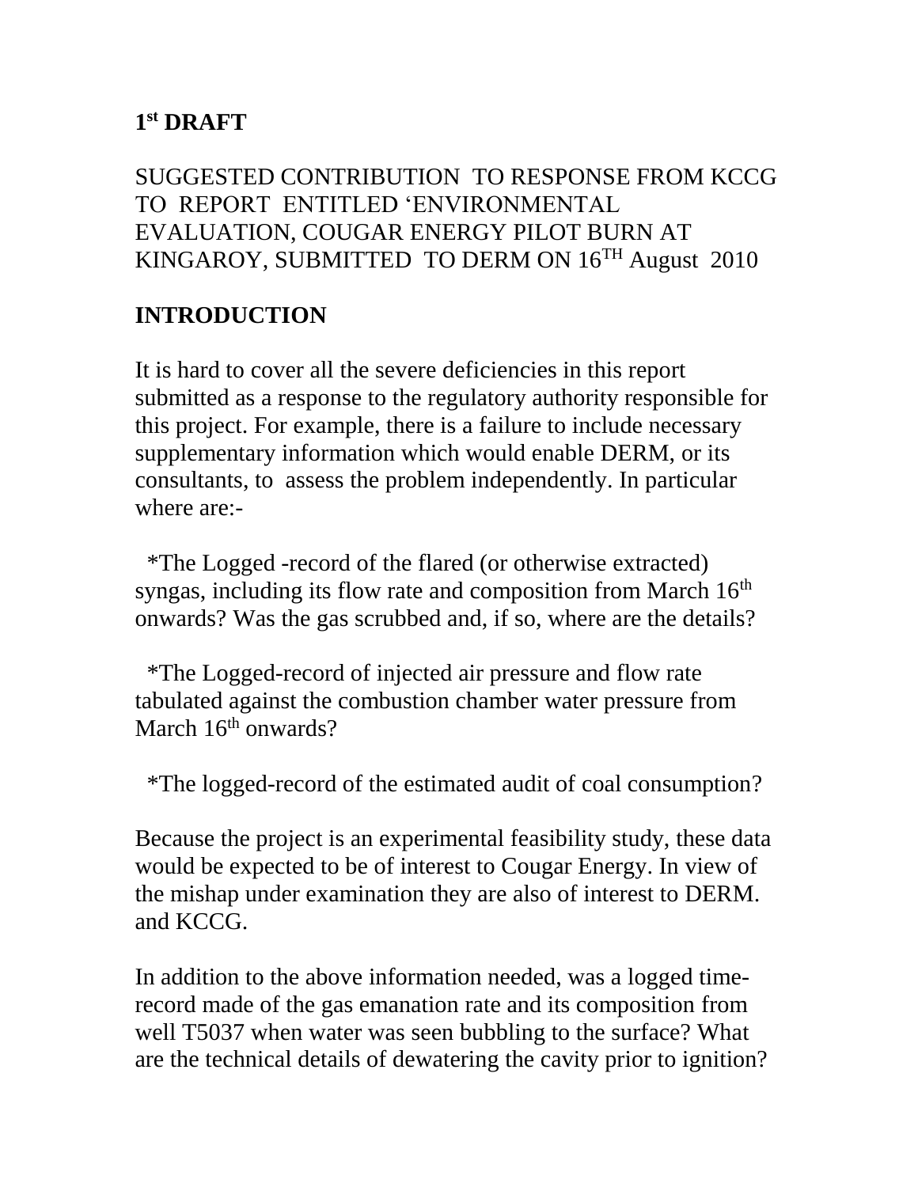## 1st DRAFT

SUGGESTED CONTRIBUTION TO RESPONSE FROM KCCG TO REPORT ENTITLED 'ENVIRONMENTAL EVALUATION, COUGAR ENERGY PILOT BURN AT KINGAROY, SUBMITTED TO DERM ON 16TH August 2010

## INTRODUCTION

It is hard to cover all the severe deficiencies in this report submitted as a response to the regulatory authority responsible for this project. For example, there is a failure to include necessary supplementary information which would enable DERM, or its consultants, to assess the problem independently. In particular where are:-

*The Logged -record of the flared (or otherwise extracted) syngas, including its flow rate and composition from March 16th onwards? Was the gas scrubbed and, if so, where are the details?

*The Logged-record of injected air pressure and flow rate tabulated against the combustion chamber water pressure from March 16th onwards?

*The logged-record of the estimated audit of coal consumption?

Because the project is an experimental feasibility study, these data would be expected to be of interest to Cougar Energy. In view of the mishap under examination they are also of interest to DERM. and KCCG.

In addition to the above information needed, was a logged time-record made of the gas emanation rate and its composition from well T5037 when water was seen bubbling to the surface? What are the technical details of dewatering the cavity prior to ignition?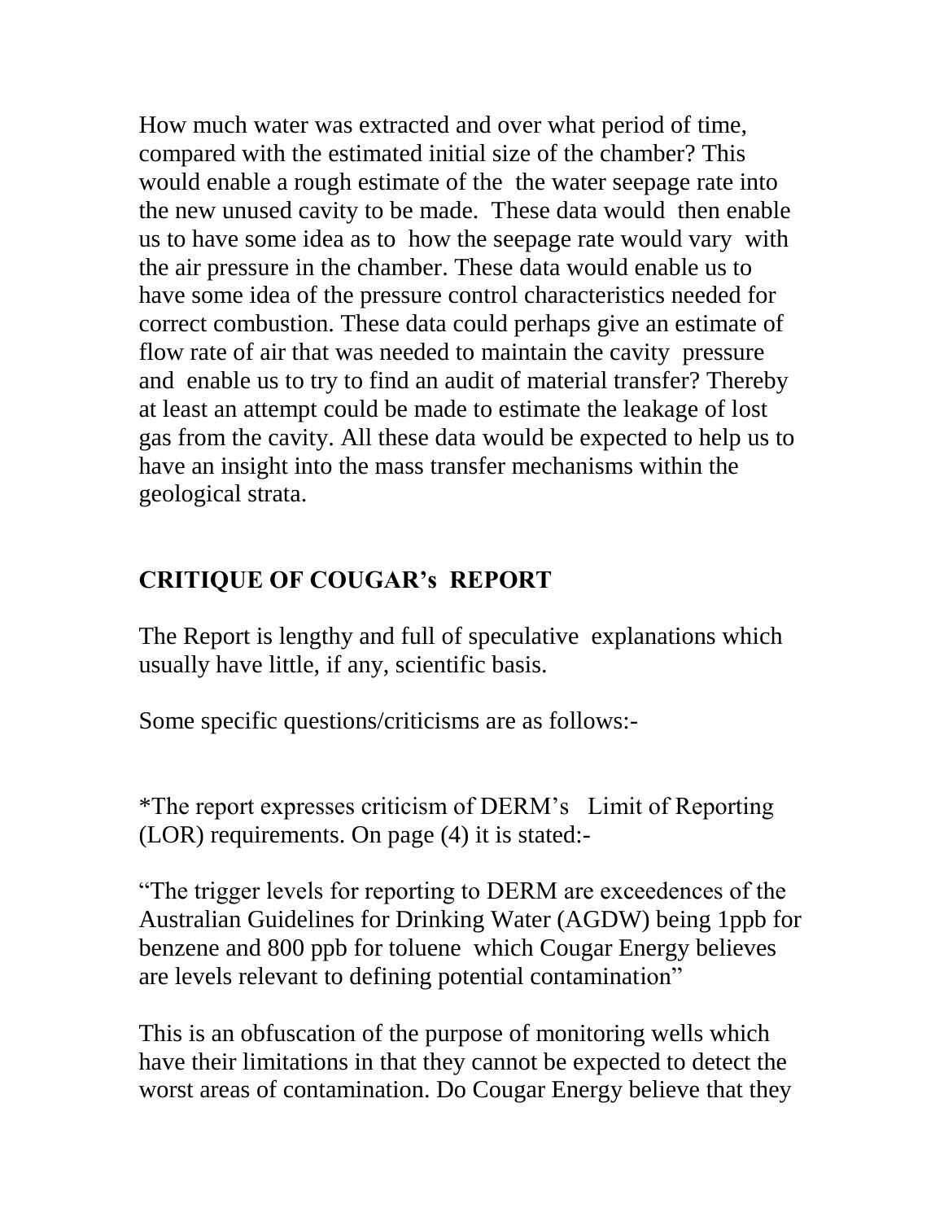How much water was extracted and over what period of time, compared with the estimated initial size of the chamber? This would enable a rough estimate of the the water seepage rate into the new unused cavity to be made. These data would then enable us to have some idea as to how the seepage rate would vary with the air pressure in the chamber. These data would enable us to have some idea of the pressure control characteristics needed for correct combustion. These data could perhaps give an estimate of flow rate of air that was needed to maintain the cavity pressure and enable us to try to find an audit of material transfer? Thereby at least an attempt could be made to estimate the leakage of lost gas from the cavity. All these data would be expected to help us to have an insight into the mass transfer mechanisms within the geological strata.

## CRITIQUE OF COUGAR's REPORT

The Report is lengthy and full of speculative explanations which usually have little, if any, scientific basis.

Some specific questions/criticisms are as follows:-

*The report expresses criticism of DERM's Limit of Reporting (LOR) requirements. On page (4) it is stated:-

"The trigger levels for reporting to DERM are exceedences of the Australian Guidelines for Drinking Water (AGDW) being 1ppb for benzene and 800 ppb for toluene which Cougar Energy believes are levels relevant to defining potential contamination"

This is an obfuscation of the purpose of monitoring wells which have their limitations in that they cannot be expected to detect the worst areas of contamination. Do Cougar Energy believe that they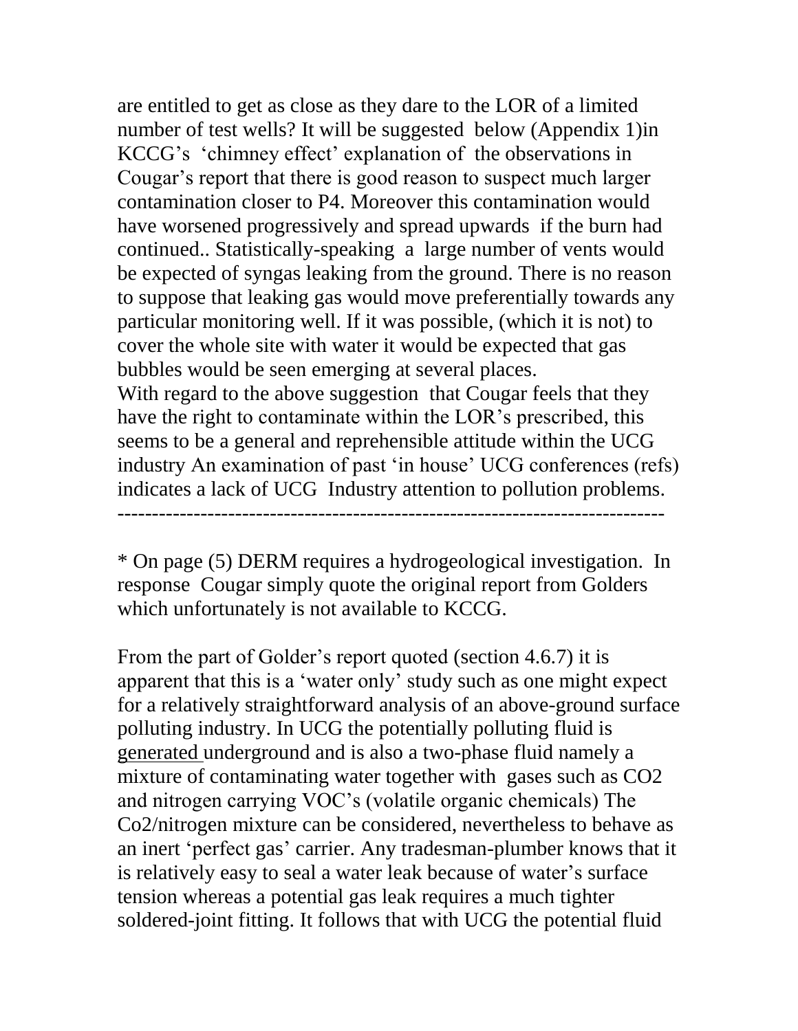are entitled to get as close as they dare to the LOR of a limited number of test wells? It will be suggested below (Appendix 1)in KCCG's 'chimney effect' explanation of the observations in Cougar's report that there is good reason to suspect much larger contamination closer to P4. Moreover this contamination would have worsened progressively and spread upwards if the burn had continued.. Statistically-speaking a large number of vents would be expected of syngas leaking from the ground. There is no reason to suppose that leaking gas would move preferentially towards any particular monitoring well. If it was possible, (which it is not) to cover the whole site with water it would be expected that gas bubbles would be seen emerging at several places.
With regard to the above suggestion that Cougar feels that they have the right to contaminate within the LOR's prescribed, this seems to be a general and reprehensible attitude within the UCG industry An examination of past 'in house' UCG conferences (refs) indicates a lack of UCG Industry attention to pollution problems.

---

* On page (5) DERM requires a hydrogeological investigation. In response Cougar simply quote the original report from Golders which unfortunately is not available to KCCG.

From the part of Golder's report quoted (section 4.6.7) it is apparent that this is a 'water only' study such as one might expect for a relatively straightforward analysis of an above-ground surface polluting industry. In UCG the potentially polluting fluid is <u>generated</u> underground and is also a two-phase fluid namely a mixture of contaminating water together with gases such as $CO_2$ and nitrogen carrying VOC's (volatile organic chemicals) The Co2/nitrogen mixture can be considered, nevertheless to behave as an inert 'perfect gas' carrier. Any tradesman-plumber knows that it is relatively easy to seal a water leak because of water's surface tension whereas a potential gas leak requires a much tighter soldered-joint fitting. It follows that with UCG the potential fluid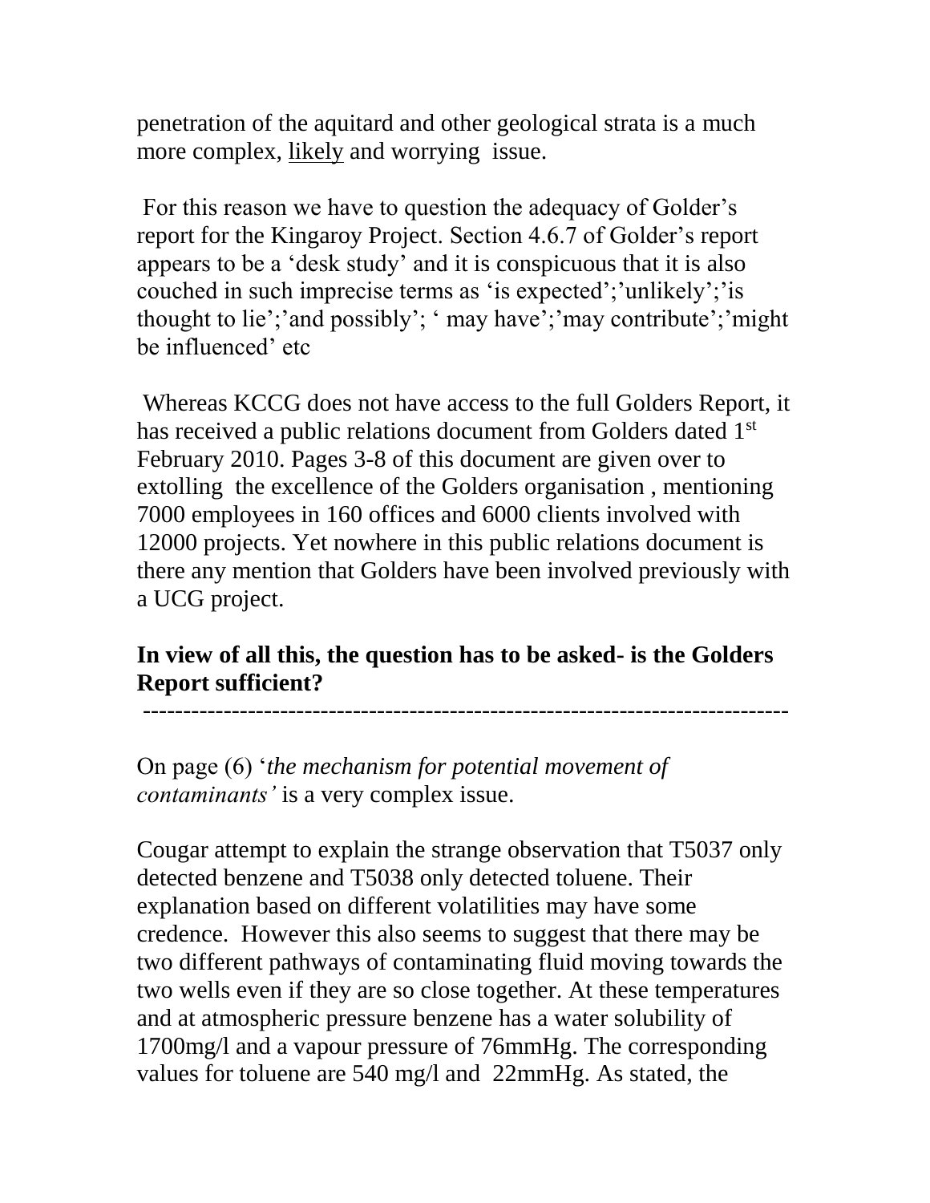penetration of the aquitard and other geological strata is a much more complex, <u>likely</u> and worrying issue.

For this reason we have to question the adequacy of Golder's report for the Kingaroy Project. Section 4.6.7 of Golder's report appears to be a 'desk study' and it is conspicuous that it is also couched in such imprecise terms as 'is expected';'unlikely';'is thought to lie';'and possibly'; ' may have';'may contribute';'might be influenced' etc

Whereas KCCG does not have access to the full Golders Report, it has received a public relations document from Golders dated 1st February 2010. Pages 3-8 of this document are given over to extolling the excellence of the Golders organisation , mentioning 7000 employees in 160 offices and 6000 clients involved with 12000 projects. Yet nowhere in this public relations document is there any mention that Golders have been involved previously with a UCG project.

**In view of all this, the question has to be asked- is the Golders Report sufficient?**

---

On page (6) '*the mechanism for potential movement of contaminants'* is a very complex issue.

Cougar attempt to explain the strange observation that T5037 only detected benzene and T5038 only detected toluene. Their explanation based on different volatilities may have some credence. However this also seems to suggest that there may be two different pathways of contaminating fluid moving towards the two wells even if they are so close together. At these temperatures and at atmospheric pressure benzene has a water solubility of 1700mg/l and a vapour pressure of 76mmHg. The corresponding values for toluene are 540 mg/l and 22mmHg. As stated, the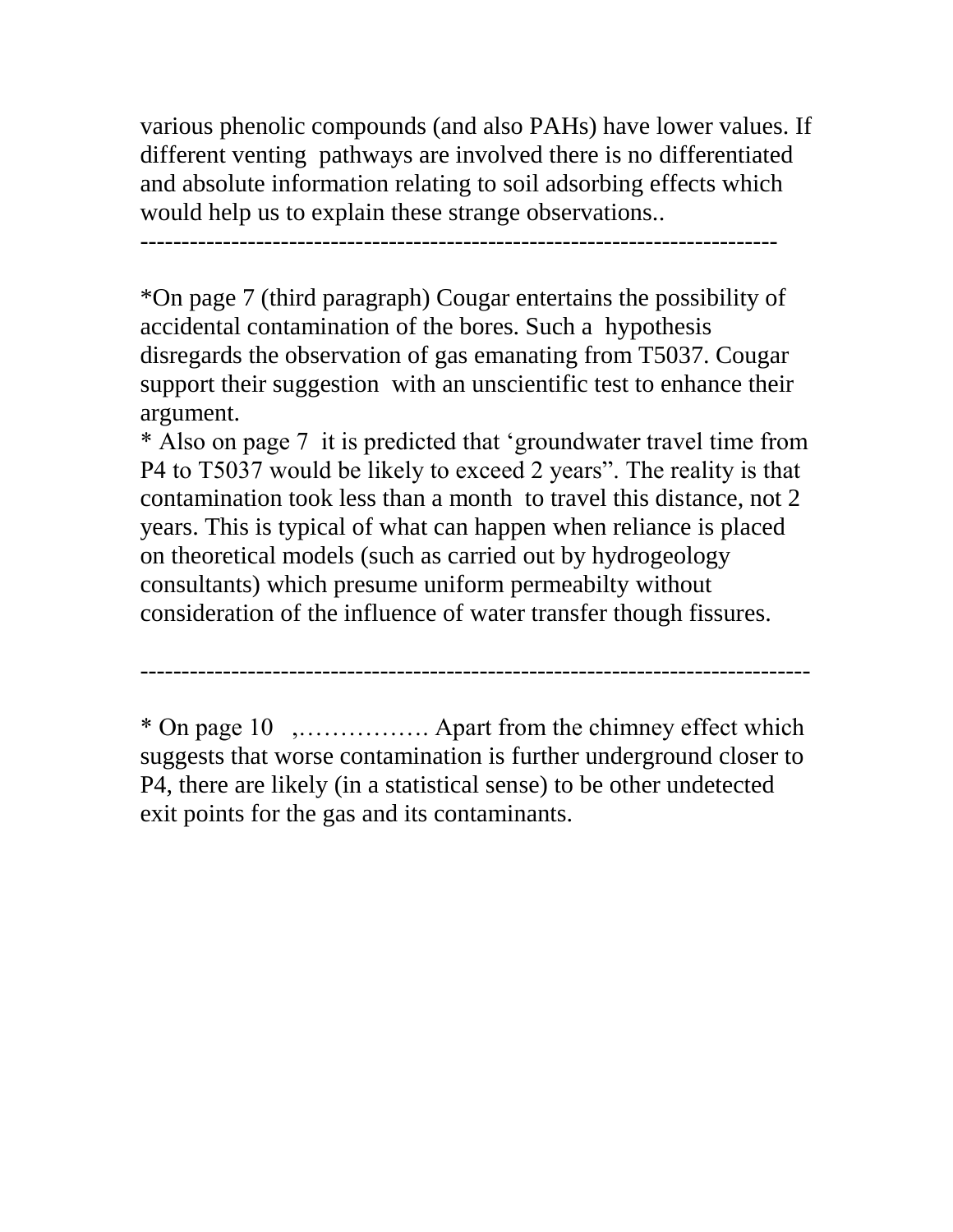various phenolic compounds (and also PAHs) have lower values. If different venting pathways are involved there is no differentiated and absolute information relating to soil adsorbing effects which would help us to explain these strange observations..

---

*On page 7 (third paragraph) Cougar entertains the possibility of accidental contamination of the bores. Such a hypothesis disregards the observation of gas emanating from T5037. Cougar support their suggestion with an unscientific test to enhance their argument.

* Also on page 7 it is predicted that 'groundwater travel time from P4 to T5037 would be likely to exceed 2 years". The reality is that contamination took less than a month to travel this distance, not 2 years. This is typical of what can happen when reliance is placed on theoretical models (such as carried out by hydrogeology consultants) which presume uniform permeabilty without consideration of the influence of water transfer though fissures.

---

* On page 10 ,……………. Apart from the chimney effect which suggests that worse contamination is further underground closer to P4, there are likely (in a statistical sense) to be other undetected exit points for the gas and its contaminants.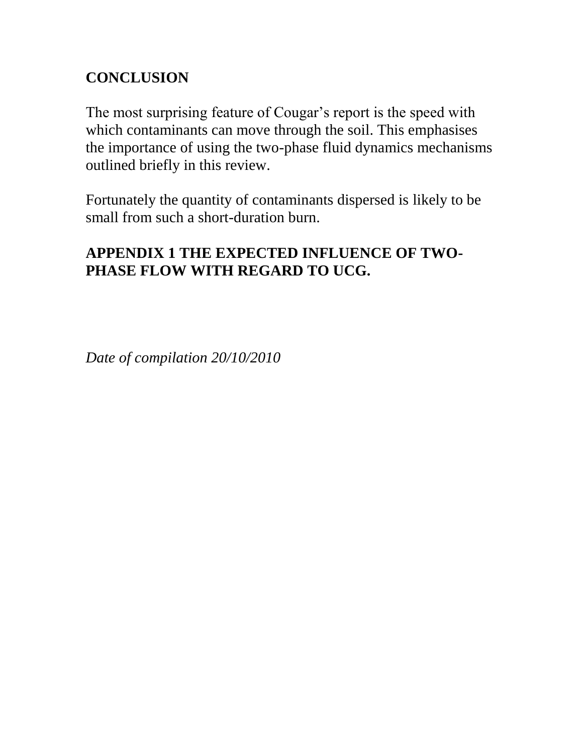## CONCLUSION

The most surprising feature of Cougar's report is the speed with which contaminants can move through the soil. This emphasises the importance of using the two-phase fluid dynamics mechanisms outlined briefly in this review.

Fortunately the quantity of contaminants dispersed is likely to be small from such a short-duration burn.

## APPENDIX 1 THE EXPECTED INFLUENCE OF TWO-PHASE FLOW WITH REGARD TO UCG.

*Date of compilation 20/10/2010*